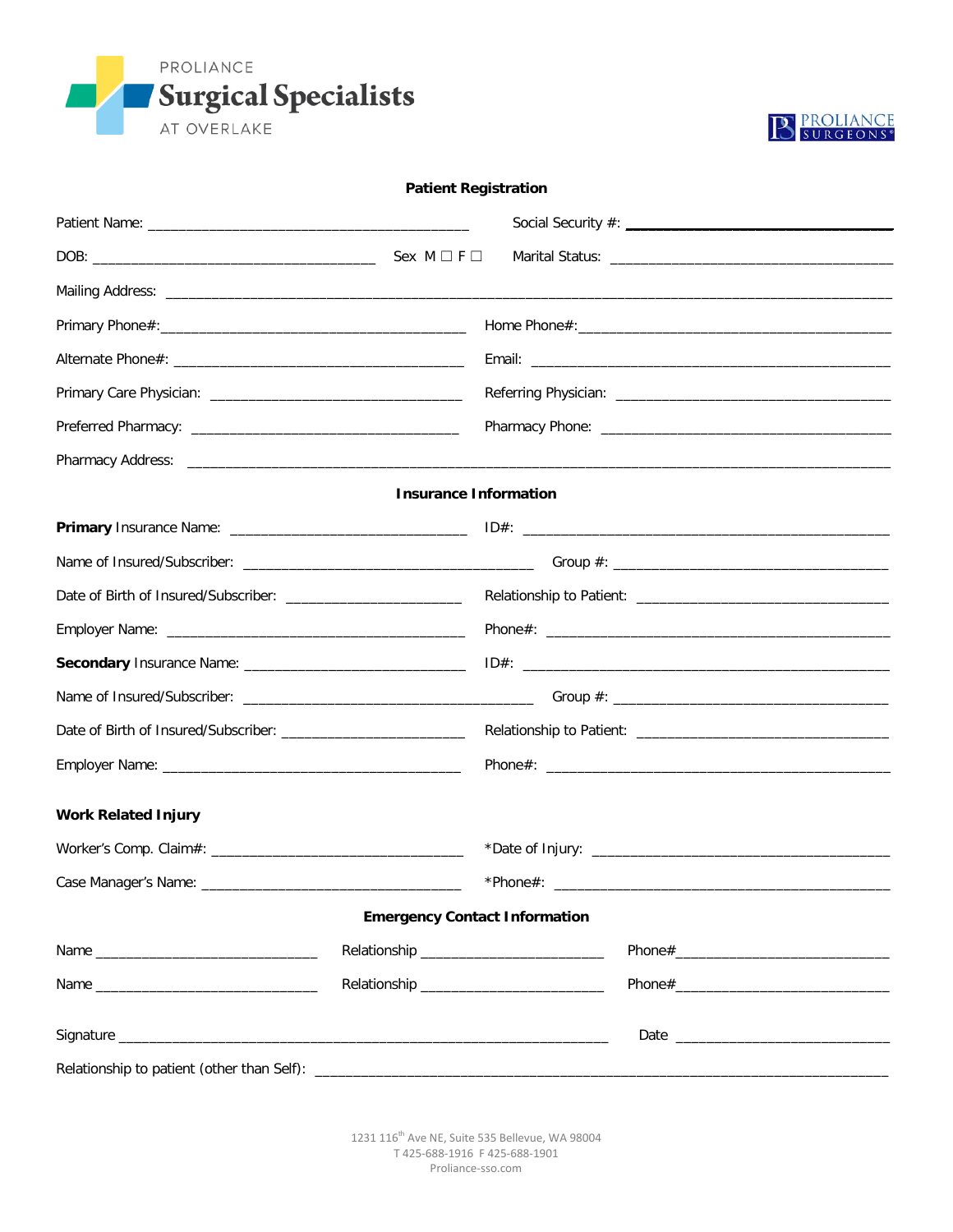PROLIANCE
**Surgical Specialists**
AT OVERLAKE

PROLIANCE SURGEONS®

## Patient Registration

Patient Name: ___________________________________________ Social Security #: _________________________________

DOB: _____________________________________ Sex M ☐ F ☐ Marital Status: _____________________________________

Mailing Address: ___________________________________________________________________________________________

Primary Phone#:_________________________________________ Home Phone#:_________________________________________

Alternate Phone#: _______________________________________ Email: ______________________________________________

Primary Care Physician: __________________________________ Referring Physician: ___________________________________

Preferred Pharmacy: _____________________________________ Pharmacy Phone: ______________________________________

Pharmacy Address: _________________________________________________________________________________________

## Insurance Information

**Primary** Insurance Name: _______________________________ ID#: ________________________________________________

Name of Insured/Subscriber: _______________________________________ Group #: ____________________________________

Date of Birth of Insured/Subscriber: _______________________ Relationship to Patient: __________________________________

Employer Name: ________________________________________ Phone#: ______________________________________________

**Secondary** Insurance Name: _____________________________ ID#: ________________________________________________

Name of Insured/Subscriber: _______________________________________ Group #: ____________________________________

Date of Birth of Insured/Subscriber: _______________________ Relationship to Patient: __________________________________

Employer Name: ________________________________________ Phone#: ______________________________________________

**Work Related Injury**

Worker's Comp. Claim#: __________________________________ *Date of Injury: ______________________________________

Case Manager's Name: ___________________________________ *Phone#: _____________________________________________

## Emergency Contact Information

Name _____________________________ Relationship _______________________ Phone#____________________________

Name _____________________________ Relationship _______________________ Phone#____________________________

Signature _________________________________________________________________ Date ____________________________

Relationship to patient (other than Self): ______________________________________________________________________________

1231 116th Ave NE, Suite 535 Bellevue, WA 98004
T 425-688-1916 F 425-688-1901
Proliance-sso.com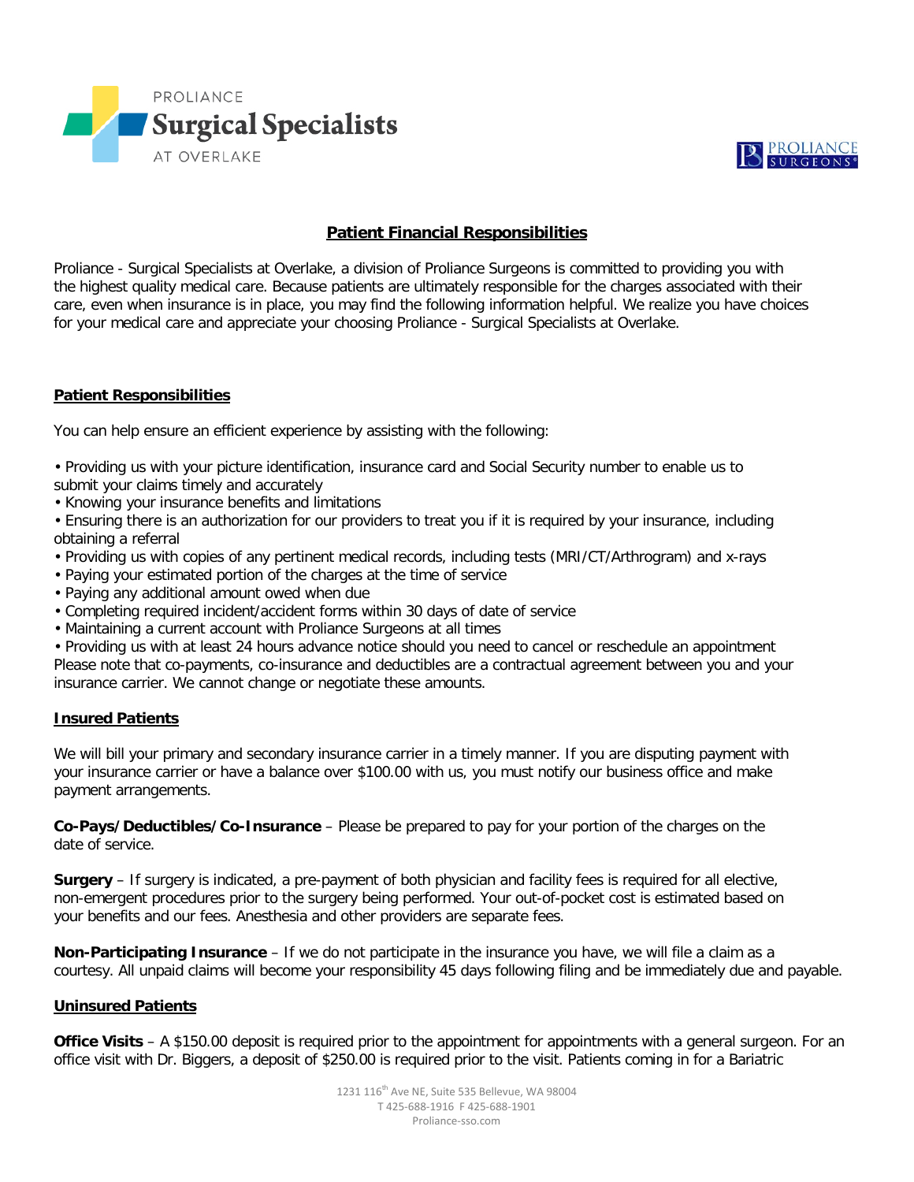# Patient Financial Responsibilities

Proliance - Surgical Specialists at Overlake, a division of Proliance Surgeons is committed to providing you with the highest quality medical care. Because patients are ultimately responsible for the charges associated with their care, even when insurance is in place, you may find the following information helpful. We realize you have choices for your medical care and appreciate your choosing Proliance - Surgical Specialists at Overlake.

## Patient Responsibilities

You can help ensure an efficient experience by assisting with the following:

- Providing us with your picture identification, insurance card and Social Security number to enable us to submit your claims timely and accurately
- Knowing your insurance benefits and limitations
- Ensuring there is an authorization for our providers to treat you if it is required by your insurance, including obtaining a referral
- Providing us with copies of any pertinent medical records, including tests (MRI/CT/Arthrogram) and x-rays
- Paying your estimated portion of the charges at the time of service
- Paying any additional amount owed when due
- Completing required incident/accident forms within 30 days of date of service
- Maintaining a current account with Proliance Surgeons at all times
- Providing us with at least 24 hours advance notice should you need to cancel or reschedule an appointment

Please note that co-payments, co-insurance and deductibles are a contractual agreement between you and your insurance carrier. We cannot change or negotiate these amounts.

## Insured Patients

We will bill your primary and secondary insurance carrier in a timely manner. If you are disputing payment with your insurance carrier or have a balance over $100.00 with us, you must notify our business office and make payment arrangements.

**Co-Pays/Deductibles/Co-Insurance** – Please be prepared to pay for your portion of the charges on the date of service.

**Surgery** – If surgery is indicated, a pre-payment of both physician and facility fees is required for all elective, non-emergent procedures prior to the surgery being performed. Your out-of-pocket cost is estimated based on your benefits and our fees. Anesthesia and other providers are separate fees.

**Non-Participating Insurance** – If we do not participate in the insurance you have, we will file a claim as a courtesy. All unpaid claims will become your responsibility 45 days following filing and be immediately due and payable.

## Uninsured Patients

**Office Visits** – A $150.00 deposit is required prior to the appointment for appointments with a general surgeon. For an office visit with Dr. Biggers, a deposit of $250.00 is required prior to the visit. Patients coming in for a Bariatric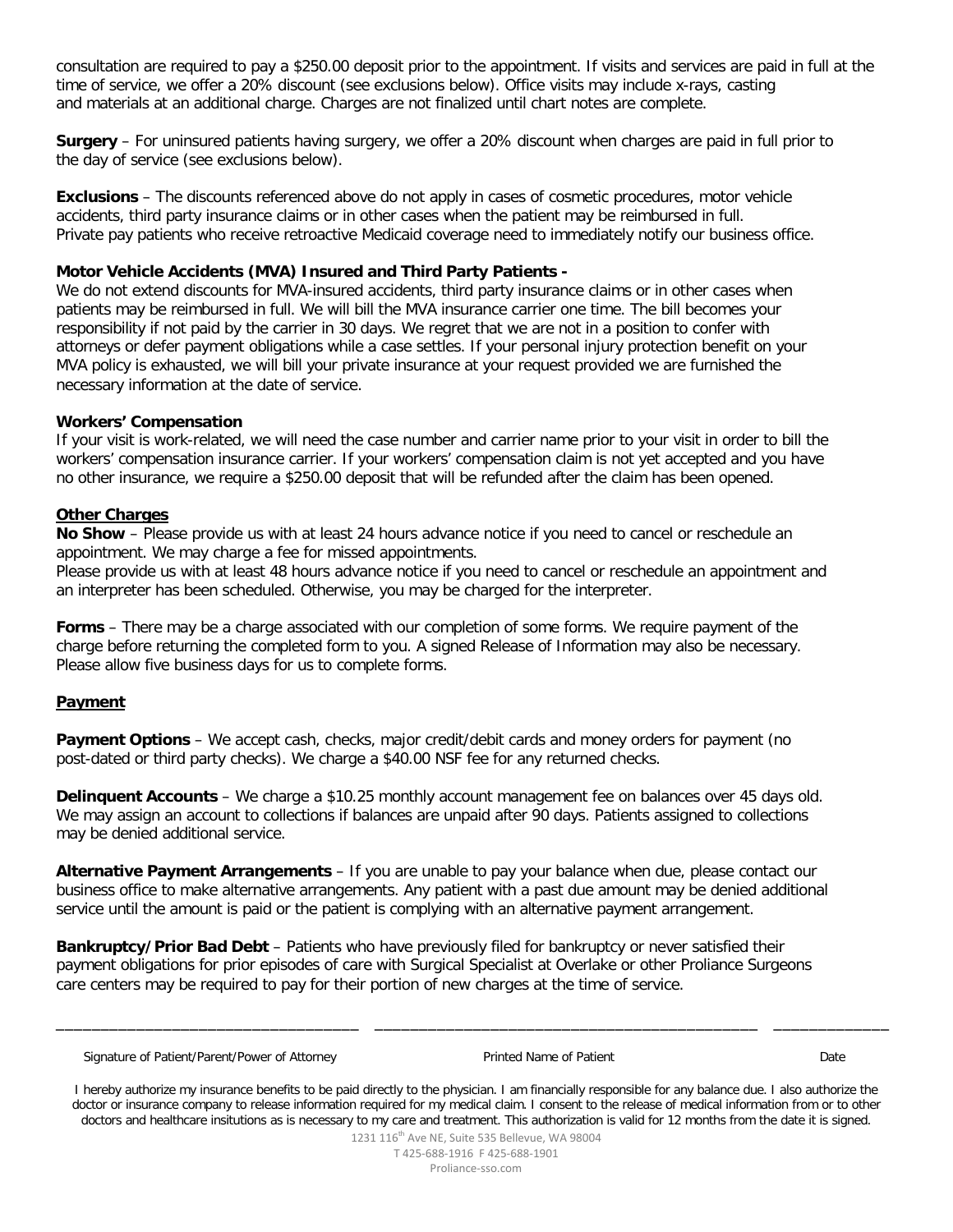consultation are required to pay a $250.00 deposit prior to the appointment. If visits and services are paid in full at the time of service, we offer a 20% discount (see exclusions below). Office visits may include x-rays, casting and materials at an additional charge. Charges are not finalized until chart notes are complete.

**Surgery** – For uninsured patients having surgery, we offer a 20% discount when charges are paid in full prior to the day of service (see exclusions below).

**Exclusions** – The discounts referenced above do not apply in cases of cosmetic procedures, motor vehicle accidents, third party insurance claims or in other cases when the patient may be reimbursed in full. Private pay patients who receive retroactive Medicaid coverage need to immediately notify our business office.

**Motor Vehicle Accidents (MVA) Insured and Third Party Patients -**
We do not extend discounts for MVA-insured accidents, third party insurance claims or in other cases when patients may be reimbursed in full. We will bill the MVA insurance carrier one time. The bill becomes your responsibility if not paid by the carrier in 30 days. We regret that we are not in a position to confer with attorneys or defer payment obligations while a case settles. If your personal injury protection benefit on your MVA policy is exhausted, we will bill your private insurance at your request provided we are furnished the necessary information at the date of service.

**Workers' Compensation**
If your visit is work-related, we will need the case number and carrier name prior to your visit in order to bill the workers' compensation insurance carrier. If your workers' compensation claim is not yet accepted and you have no other insurance, we require a $250.00 deposit that will be refunded after the claim has been opened.

**Other Charges**

**No Show** – Please provide us with at least 24 hours advance notice if you need to cancel or reschedule an appointment. We may charge a fee for missed appointments.
Please provide us with at least 48 hours advance notice if you need to cancel or reschedule an appointment and an interpreter has been scheduled. Otherwise, you may be charged for the interpreter.

**Forms** – There may be a charge associated with our completion of some forms. We require payment of the charge before returning the completed form to you. A signed Release of Information may also be necessary. Please allow five business days for us to complete forms.

**Payment**

**Payment Options** – We accept cash, checks, major credit/debit cards and money orders for payment (no post-dated or third party checks). We charge a $40.00 NSF fee for any returned checks.

**Delinquent Accounts** – We charge a $10.25 monthly account management fee on balances over 45 days old. We may assign an account to collections if balances are unpaid after 90 days. Patients assigned to collections may be denied additional service.

**Alternative Payment Arrangements** – If you are unable to pay your balance when due, please contact our business office to make alternative arrangements. Any patient with a past due amount may be denied additional service until the amount is paid or the patient is complying with an alternative payment arrangement.

**Bankruptcy/Prior Bad Debt** – Patients who have previously filed for bankruptcy or never satisfied their payment obligations for prior episodes of care with Surgical Specialist at Overlake or other Proliance Surgeons care centers may be required to pay for their portion of new charges at the time of service.

\_\_\_\_\_\_\_\_\_\_\_\_\_\_\_\_\_\_\_\_\_\_\_\_\_\_\_\_\_\_\_\_ \_\_\_\_\_\_\_\_\_\_\_\_\_\_\_\_\_\_\_\_\_\_\_\_\_\_\_\_\_\_\_\_\_\_\_\_\_\_\_\_ \_\_\_\_\_\_\_\_\_\_\_\_

Signature of Patient/Parent/Power of Attorney &nbsp;&nbsp;&nbsp;&nbsp; Printed Name of Patient &nbsp;&nbsp;&nbsp;&nbsp; Date

I hereby authorize my insurance benefits to be paid directly to the physician. I am financially responsible for any balance due. I also authorize the doctor or insurance company to release information required for my medical claim. I consent to the release of medical information from or to other doctors and healthcare insitutions as is necessary to my care and treatment. This authorization is valid for 12 months from the date it is signed.

1231 116th Ave NE, Suite 535 Bellevue, WA 98004
T 425-688-1916 F 425-688-1901
Proliance-sso.com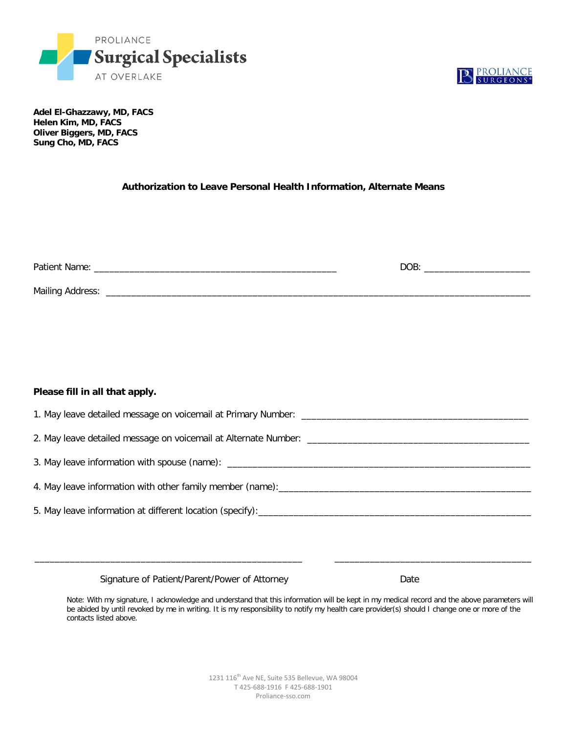PROLIANCE
**Surgical Specialists**
AT OVERLAKE

PROLIANCE SURGEONS®

**Adel El-Ghazzawy, MD, FACS**
**Helen Kim, MD, FACS**
**Oliver Biggers, MD, FACS**
**Sung Cho, MD, FACS**

## Authorization to Leave Personal Health Information, Alternate Means

Patient Name: _______________________________________________ DOB: ____________________

Mailing Address: _______________________________________________________________________________

**Please fill in all that apply.**

1. May leave detailed message on voicemail at Primary Number: ___________________________________________
2. May leave detailed message on voicemail at Alternate Number: _________________________________________
3. May leave information with spouse (name): ___________________________________________________________
4. May leave information with other family member (name):__________________________________________________
5. May leave information at different location (specify):______________________________________________________

_____________________________________________________ ______________________________________

Signature of Patient/Parent/Power of Attorney Date

Note: With my signature, I acknowledge and understand that this information will be kept in my medical record and the above parameters will be abided by until revoked by me in writing. It is my responsibility to notify my health care provider(s) should I change one or more of the contacts listed above.

1231 116th Ave NE, Suite 535 Bellevue, WA 98004
T 425-688-1916 F 425-688-1901
Proliance-sso.com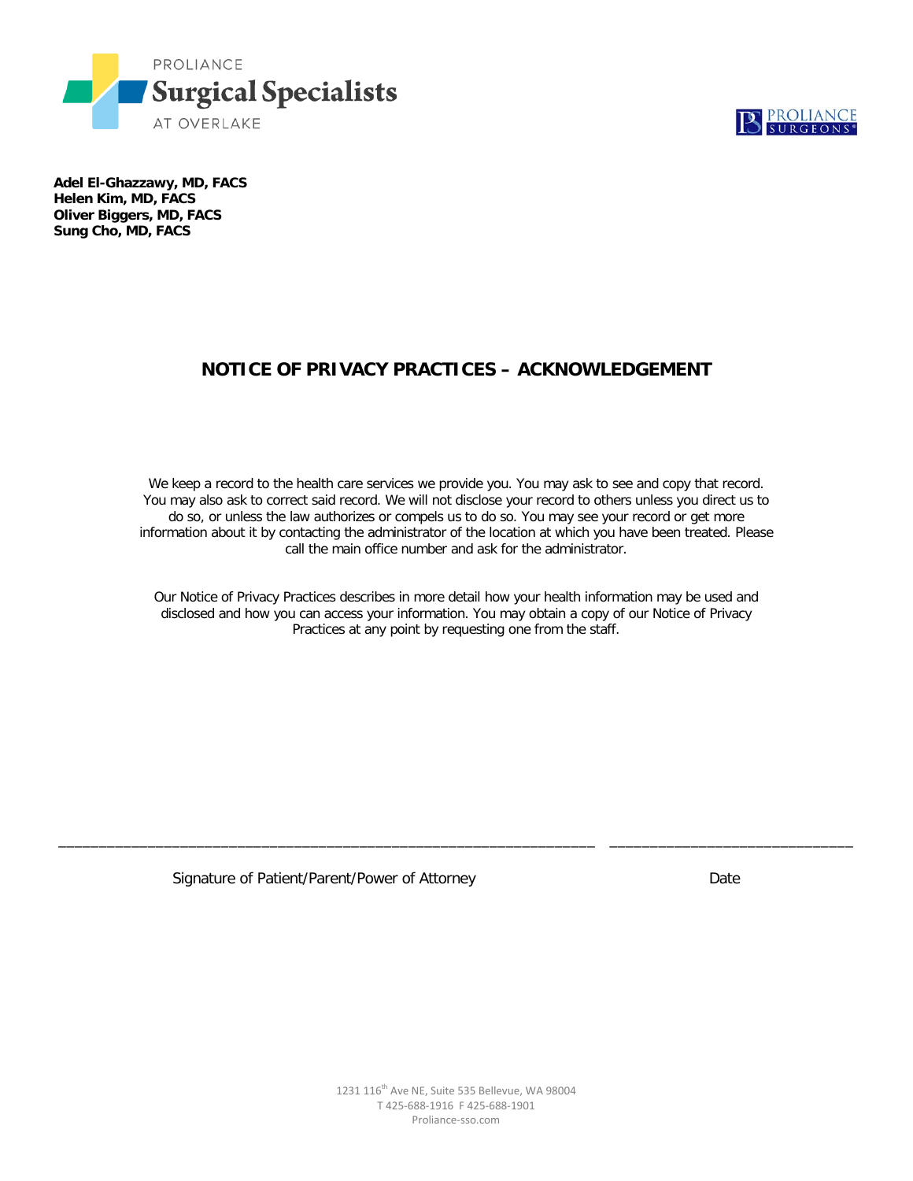PROLIANCE
**Surgical Specialists**
AT OVERLAKE

PROLIANCE SURGEONS®

**Adel El-Ghazzawy, MD, FACS**
**Helen Kim, MD, FACS**
**Oliver Biggers, MD, FACS**
**Sung Cho, MD, FACS**

# NOTICE OF PRIVACY PRACTICES – ACKNOWLEDGEMENT

We keep a record to the health care services we provide you. You may ask to see and copy that record. You may also ask to correct said record. We will not disclose your record to others unless you direct us to do so, or unless the law authorizes or compels us to do so. You may see your record or get more information about it by contacting the administrator of the location at which you have been treated. Please call the main office number and ask for the administrator.

Our Notice of Privacy Practices describes in more detail how your health information may be used and disclosed and how you can access your information. You may obtain a copy of our Notice of Privacy Practices at any point by requesting one from the staff.

\_\_\_\_\_\_\_\_\_\_\_\_\_\_\_\_\_\_\_\_\_\_\_\_\_\_\_\_\_\_\_\_\_\_\_\_\_\_\_\_\_\_\_\_\_\_\_\_\_\_\_\_\_\_\_\_\_\_\_\_\_\_\_\_ \_\_\_\_\_\_\_\_\_\_\_\_\_\_\_\_\_\_\_\_\_\_\_\_\_\_\_\_\_\_

Signature of Patient/Parent/Power of Attorney Date

1231 116th Ave NE, Suite 535 Bellevue, WA 98004
T 425-688-1916 F 425-688-1901
Proliance-sso.com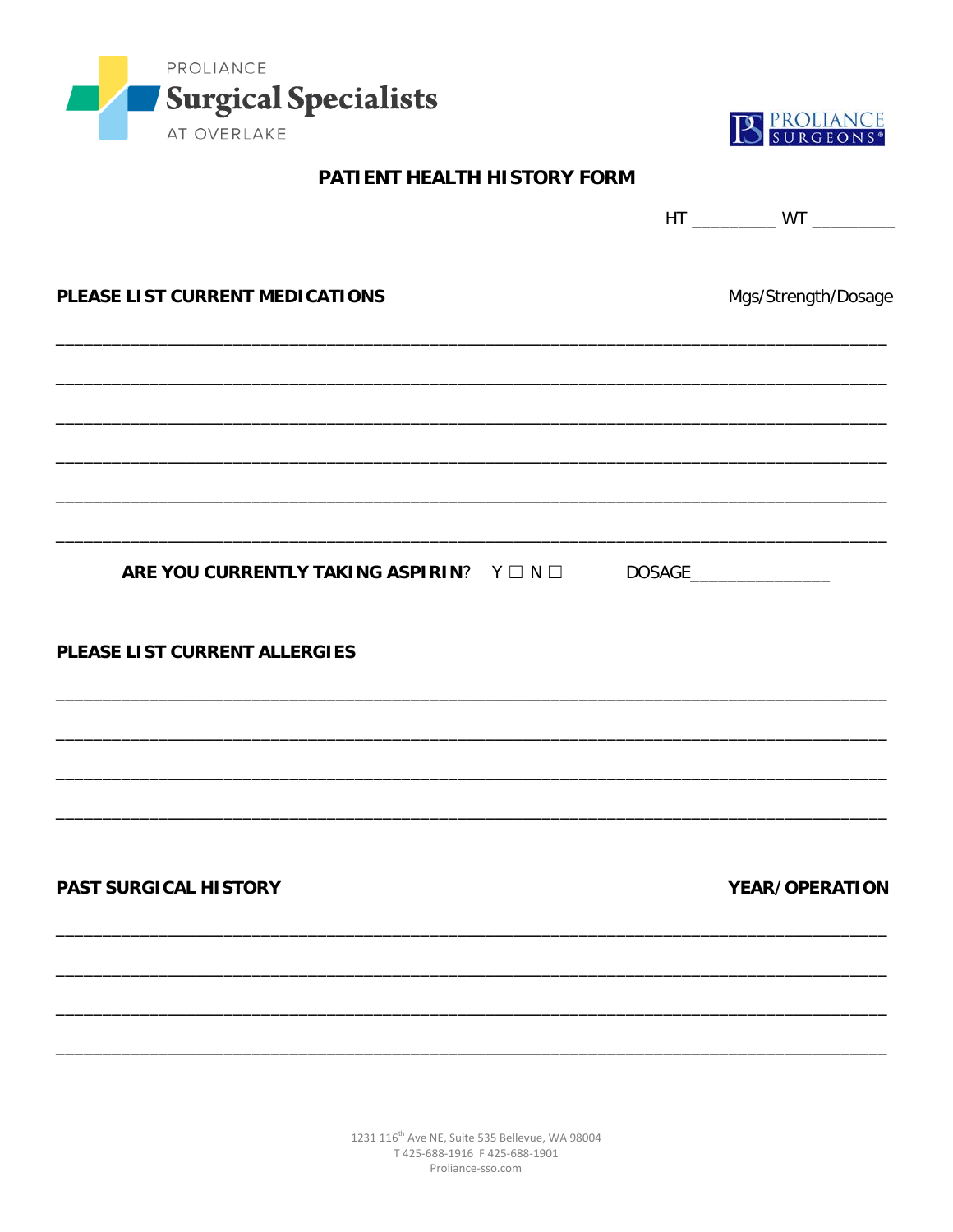PROLIANCE
**Surgical Specialists**
AT OVERLAKE

PROLIANCE SURGEONS®

# PATIENT HEALTH HISTORY FORM

HT _________ WT _________

**PLEASE LIST CURRENT MEDICATIONS** Mgs/Strength/Dosage

_______________________________________________________________________________

_______________________________________________________________________________

_______________________________________________________________________________

_______________________________________________________________________________

_______________________________________________________________________________

_______________________________________________________________________________

**ARE YOU CURRENTLY TAKING ASPIRIN**? Y ☐ N ☐ DOSAGE_______________

**PLEASE LIST CURRENT ALLERGIES**

_______________________________________________________________________________

_______________________________________________________________________________

_______________________________________________________________________________

_______________________________________________________________________________

**PAST SURGICAL HISTORY** **YEAR/OPERATION**

_______________________________________________________________________________

_______________________________________________________________________________

_______________________________________________________________________________

_______________________________________________________________________________

1231 116th Ave NE, Suite 535 Bellevue, WA 98004
T 425-688-1916 F 425-688-1901
Proliance-sso.com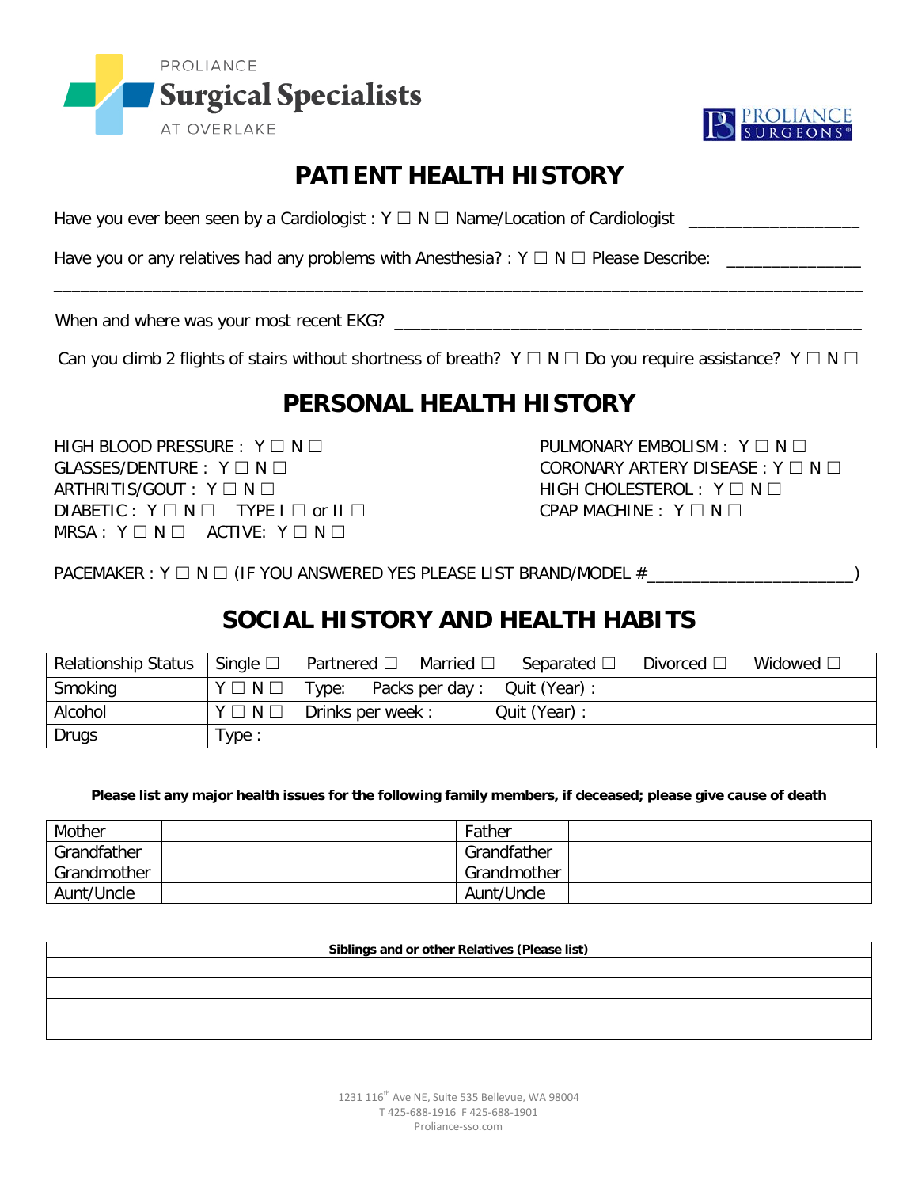PROLIANCE
**Surgical Specialists**
AT OVERLAKE

PROLIANCE SURGEONS®

# PATIENT HEALTH HISTORY

Have you ever been seen by a Cardiologist : Y ☐ N ☐ Name/Location of Cardiologist ___________________

Have you or any relatives had any problems with Anesthesia? : Y ☐ N ☐ Please Describe: _______________
_____________________________________________________________________________________________

When and where was your most recent EKG? ____________________________________________________

Can you climb 2 flights of stairs without shortness of breath? Y ☐ N ☐ Do you require assistance? Y ☐ N ☐

# PERSONAL HEALTH HISTORY

HIGH BLOOD PRESSURE : Y ☐ N ☐
GLASSES/DENTURE : Y ☐ N ☐
ARTHRITIS/GOUT : Y ☐ N ☐
DIABETIC : Y ☐ N ☐ TYPE I ☐ or II ☐
MRSA : Y ☐ N ☐ ACTIVE: Y ☐ N ☐

PULMONARY EMBOLISM : Y ☐ N ☐
CORONARY ARTERY DISEASE : Y ☐ N ☐
HIGH CHOLESTEROL : Y ☐ N ☐
CPAP MACHINE : Y ☐ N ☐

PACEMAKER : Y ☐ N ☐ (IF YOU ANSWERED YES PLEASE LIST BRAND/MODEL #______________________)

# SOCIAL HISTORY AND HEALTH HABITS

| Relationship Status | Single ☐ Partnered ☐ Married ☐ Separated ☐ Divorced ☐ Widowed ☐ |
|---|---|
| Smoking | Y ☐ N ☐ Type: Packs per day : Quit (Year) : |
| Alcohol | Y ☐ N ☐ Drinks per week : Quit (Year) : |
| Drugs | Type : |

**Please list any major health issues for the following family members, if deceased; please give cause of death**

| Mother | | Father | |
|---|---|---|---|
| Grandfather | | Grandfather | |
| Grandmother | | Grandmother | |
| Aunt/Uncle | | Aunt/Uncle | |

| **Siblings and or other Relatives (Please list)** |
|---|
| |
| |
| |
| |

1231 116th Ave NE, Suite 535 Bellevue, WA 98004
T 425-688-1916 F 425-688-1901
Proliance-sso.com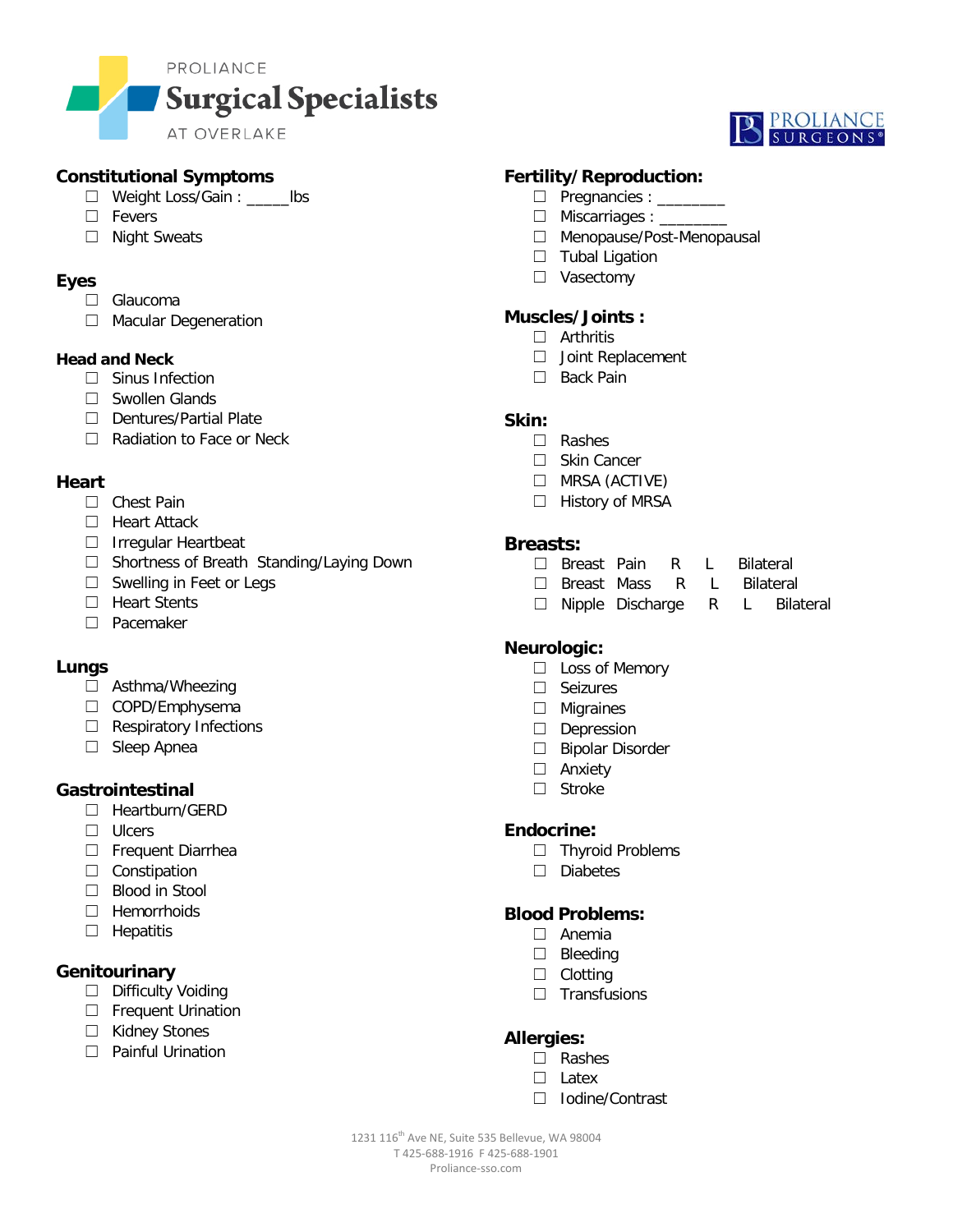PROLIANCE Surgical Specialists AT OVERLAKE

PROLIANCE SURGEONS®

### Constitutional Symptoms

- ☐ Weight Loss/Gain : _____lbs
- ☐ Fevers
- ☐ Night Sweats

### Eyes

- ☐ Glaucoma
- ☐ Macular Degeneration

### Head and Neck

- ☐ Sinus Infection
- ☐ Swollen Glands
- ☐ Dentures/Partial Plate
- ☐ Radiation to Face or Neck

### Heart

- ☐ Chest Pain
- ☐ Heart Attack
- ☐ Irregular Heartbeat
- ☐ Shortness of Breath Standing/Laying Down
- ☐ Swelling in Feet or Legs
- ☐ Heart Stents
- ☐ Pacemaker

### Lungs

- ☐ Asthma/Wheezing
- ☐ COPD/Emphysema
- ☐ Respiratory Infections
- ☐ Sleep Apnea

### Gastrointestinal

- ☐ Heartburn/GERD
- ☐ Ulcers
- ☐ Frequent Diarrhea
- ☐ Constipation
- ☐ Blood in Stool
- ☐ Hemorrhoids
- ☐ Hepatitis

### Genitourinary

- ☐ Difficulty Voiding
- ☐ Frequent Urination
- ☐ Kidney Stones
- ☐ Painful Urination

### Fertility/Reproduction:

- ☐ Pregnancies : ________
- ☐ Miscarriages : ________
- ☐ Menopause/Post-Menopausal
- ☐ Tubal Ligation
- ☐ Vasectomy

### Muscles/Joints :

- ☐ Arthritis
- ☐ Joint Replacement
- ☐ Back Pain

### Skin:

- ☐ Rashes
- ☐ Skin Cancer
- ☐ MRSA (ACTIVE)
- ☐ History of MRSA

### Breasts:

- ☐ Breast Pain R L Bilateral
- ☐ Breast Mass R L Bilateral
- ☐ Nipple Discharge R L Bilateral

### Neurologic:

- ☐ Loss of Memory
- ☐ Seizures
- ☐ Migraines
- ☐ Depression
- ☐ Bipolar Disorder
- ☐ Anxiety
- ☐ Stroke

### Endocrine:

- ☐ Thyroid Problems
- ☐ Diabetes

### Blood Problems:

- ☐ Anemia
- ☐ Bleeding
- ☐ Clotting
- ☐ Transfusions

### Allergies:

- ☐ Rashes
- ☐ Latex
- ☐ Iodine/Contrast

1231 116th Ave NE, Suite 535 Bellevue, WA 98004
T 425-688-1916 F 425-688-1901
Proliance-sso.com